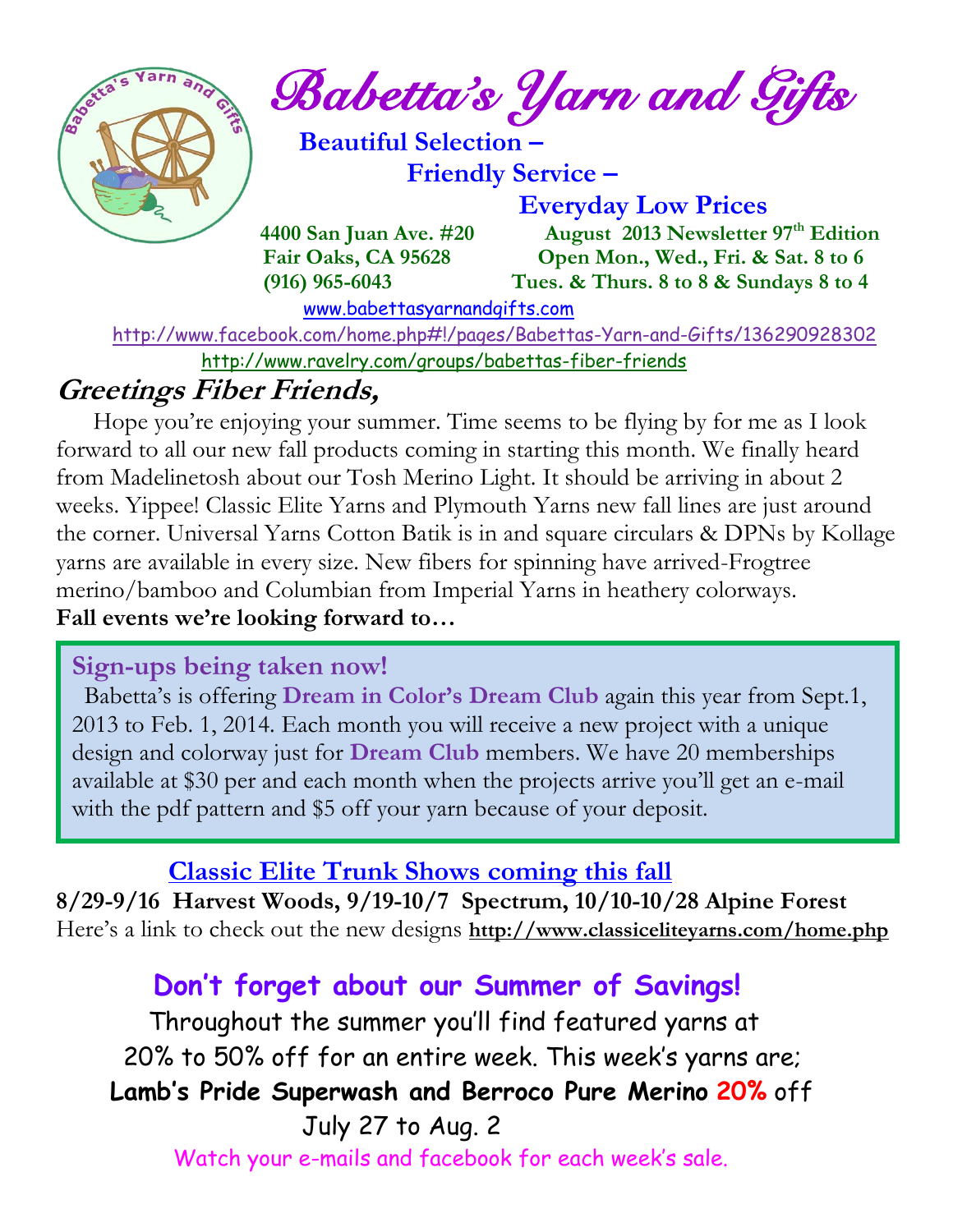# Babetta's Yarn and Gifts

**Beautiful Selection –**
**Friendly Service –**
**Everyday Low Prices**

**4400 San Juan Ave. #20** | **August 2013 Newsletter 97th Edition**
**Fair Oaks, CA 95628** | **Open Mon., Wed., Fri. & Sat. 8 to 6**
**(916) 965-6043** | **Tues. & Thurs. 8 to 8 & Sundays 8 to 4**

www.babettasyarnandgifts.com

http://www.facebook.com/home.php#!/pages/Babettas-Yarn-and-Gifts/136290928302

http://www.ravelry.com/groups/babettas-fiber-friends

## Greetings Fiber Friends,

Hope you're enjoying your summer. Time seems to be flying by for me as I look forward to all our new fall products coming in starting this month. We finally heard from Madelinetosh about our Tosh Merino Light. It should be arriving in about 2 weeks. Yippee! Classic Elite Yarns and Plymouth Yarns new fall lines are just around the corner. Universal Yarns Cotton Batik is in and square circulars & DPNs by Kollage yarns are available in every size. New fibers for spinning have arrived-Frogtree merino/bamboo and Columbian from Imperial Yarns in heathery colorways.

**Fall events we're looking forward to…**

### Sign-ups being taken now!

Babetta's is offering **Dream in Color's Dream Club** again this year from Sept.1, 2013 to Feb. 1, 2014. Each month you will receive a new project with a unique design and colorway just for **Dream Club** members. We have 20 memberships available at $30 per and each month when the projects arrive you'll get an e-mail with the pdf pattern and $5 off your yarn because of your deposit.

### Classic Elite Trunk Shows coming this fall

**8/29-9/16 Harvest Woods, 9/19-10/7 Spectrum, 10/10-10/28 Alpine Forest**

Here's a link to check out the new designs **http://www.classiceliteyarns.com/home.php**

### Don't forget about our Summer of Savings!

Throughout the summer you'll find featured yarns at 20% to 50% off for an entire week. This week's yarns are;

**Lamb's Pride Superwash and Berroco Pure Merino 20%** off

July 27 to Aug. 2

Watch your e-mails and facebook for each week's sale.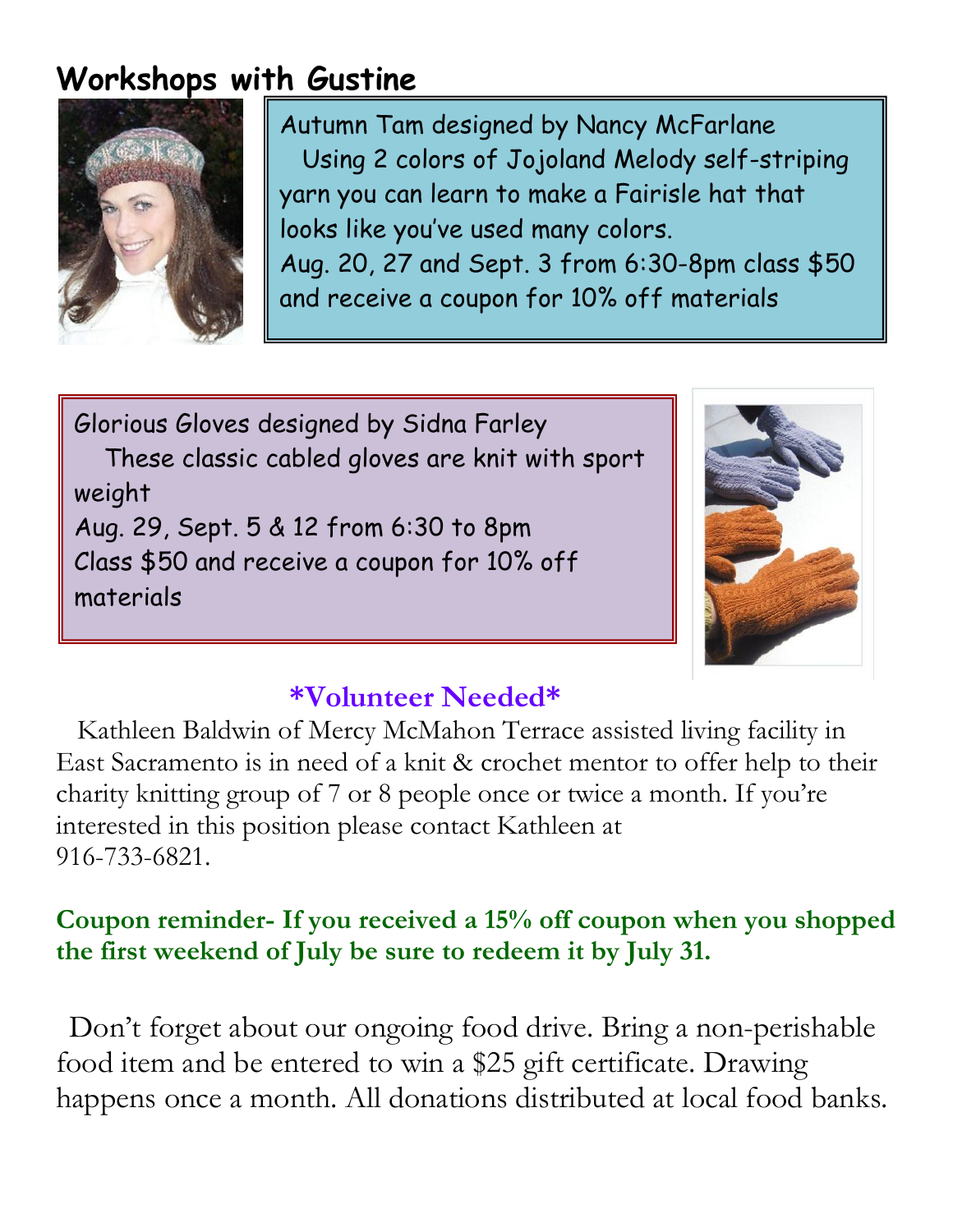## Workshops with Gustine

Autumn Tam designed by Nancy McFarlane

Using 2 colors of Jojoland Melody self-striping yarn you can learn to make a Fairisle hat that looks like you've used many colors.

Aug. 20, 27 and Sept. 3 from 6:30-8pm class $50 and receive a coupon for 10% off materials

Glorious Gloves designed by Sidna Farley

These classic cabled gloves are knit with sport weight

Aug. 29, Sept. 5 & 12 from 6:30 to 8pm

Class $50 and receive a coupon for 10% off materials

### *Volunteer Needed*

Kathleen Baldwin of Mercy McMahon Terrace assisted living facility in East Sacramento is in need of a knit & crochet mentor to offer help to their charity knitting group of 7 or 8 people once or twice a month. If you're interested in this position please contact Kathleen at 916-733-6821.

**Coupon reminder- If you received a 15% off coupon when you shopped the first weekend of July be sure to redeem it by July 31.**

Don't forget about our ongoing food drive. Bring a non-perishable food item and be entered to win a $25 gift certificate. Drawing happens once a month. All donations distributed at local food banks.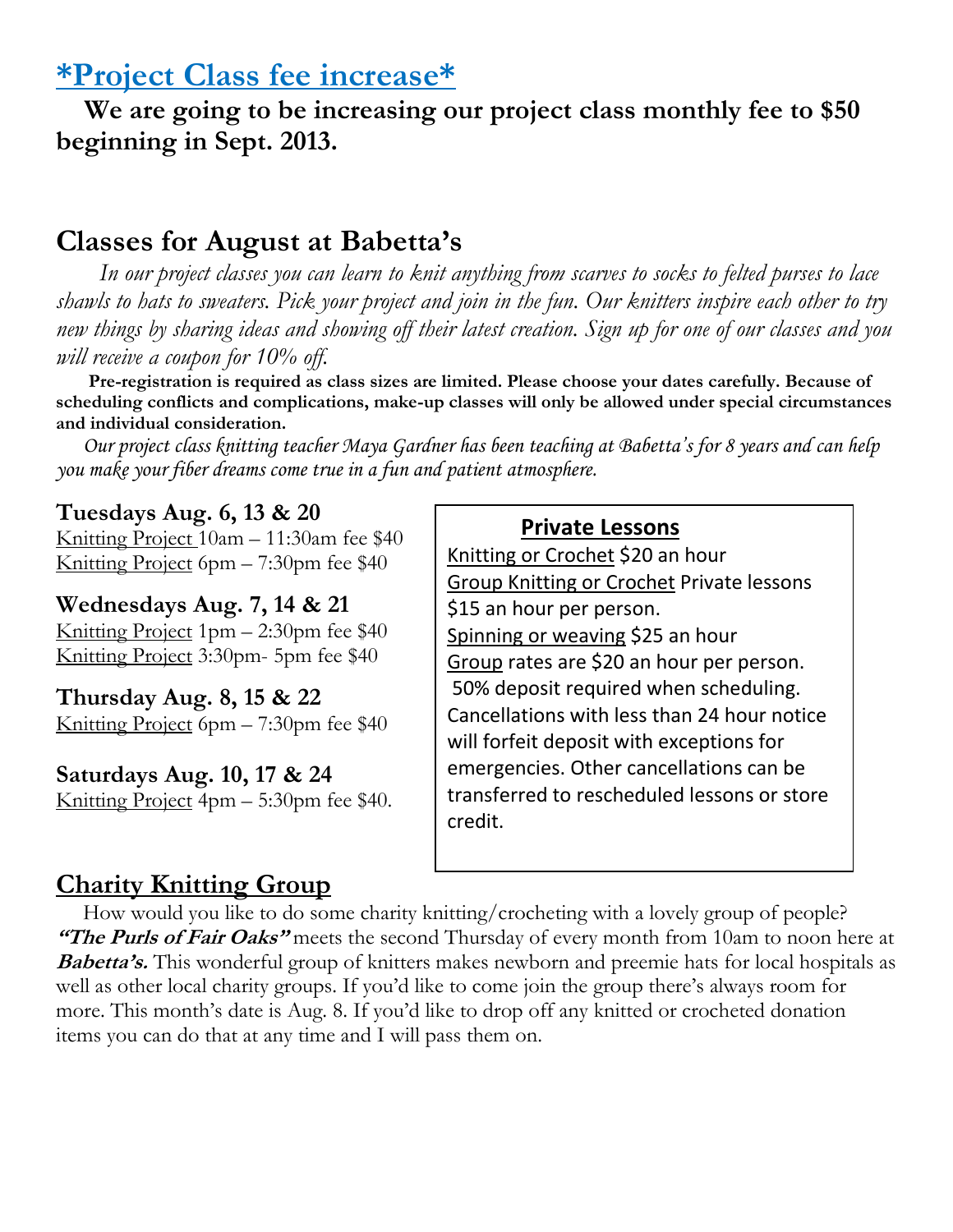## *Project Class fee increase*

**We are going to be increasing our project class monthly fee to $50 beginning in Sept. 2013.**

## Classes for August at Babetta's

*In our project classes you can learn to knit anything from scarves to socks to felted purses to lace shawls to hats to sweaters. Pick your project and join in the fun. Our knitters inspire each other to try new things by sharing ideas and showing off their latest creation. Sign up for one of our classes and you will receive a coupon for 10% off.*

**Pre-registration is required as class sizes are limited. Please choose your dates carefully. Because of scheduling conflicts and complications, make-up classes will only be allowed under special circumstances and individual consideration.**

*Our project class knitting teacher Maya Gardner has been teaching at Babetta's for 8 years and can help you make your fiber dreams come true in a fun and patient atmosphere.*

**Tuesdays Aug. 6, 13 & 20**
Knitting Project 10am – 11:30am fee $40
Knitting Project 6pm – 7:30pm fee $40

**Wednesdays Aug. 7, 14 & 21**
Knitting Project 1pm – 2:30pm fee $40
Knitting Project 3:30pm- 5pm fee $40

**Thursday Aug. 8, 15 & 22**
Knitting Project 6pm – 7:30pm fee $40

**Saturdays Aug. 10, 17 & 24**
Knitting Project 4pm – 5:30pm fee $40.

### Private Lessons

Knitting or Crochet $20 an hour
Group Knitting or Crochet Private lessons $15 an hour per person.
Spinning or weaving $25 an hour
Group rates are $20 an hour per person.
50% deposit required when scheduling. Cancellations with less than 24 hour notice will forfeit deposit with exceptions for emergencies. Other cancellations can be transferred to rescheduled lessons or store credit.

## Charity Knitting Group

How would you like to do some charity knitting/crocheting with a lovely group of people? ***"The Purls of Fair Oaks"*** meets the second Thursday of every month from 10am to noon here at ***Babetta's.*** This wonderful group of knitters makes newborn and preemie hats for local hospitals as well as other local charity groups. If you'd like to come join the group there's always room for more. This month's date is Aug. 8. If you'd like to drop off any knitted or crocheted donation items you can do that at any time and I will pass them on.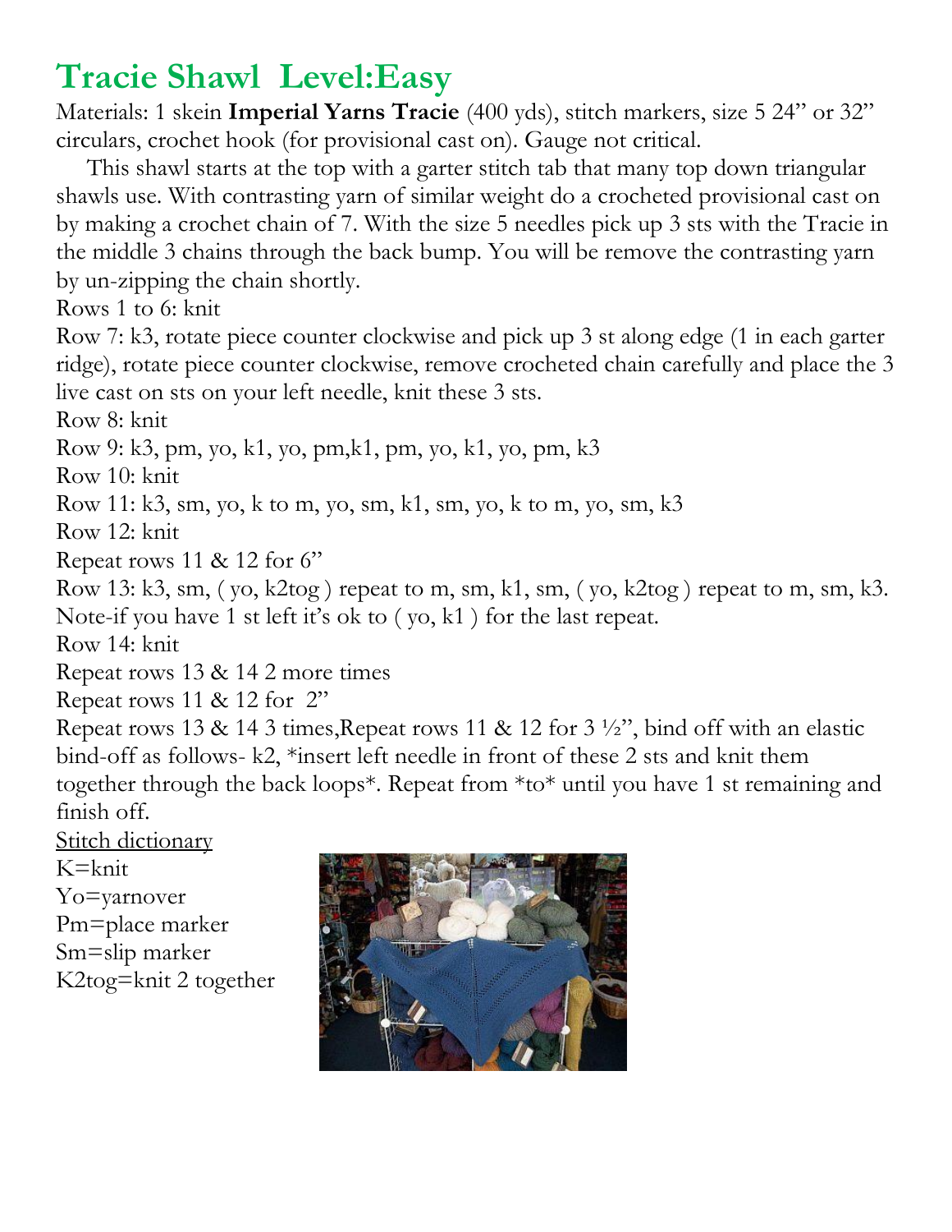# Tracie Shawl  Level:Easy

Materials: 1 skein **Imperial Yarns Tracie** (400 yds), stitch markers, size 5 24" or 32" circulars, crochet hook (for provisional cast on). Gauge not critical.

This shawl starts at the top with a garter stitch tab that many top down triangular shawls use. With contrasting yarn of similar weight do a crocheted provisional cast on by making a crochet chain of 7. With the size 5 needles pick up 3 sts with the Tracie in the middle 3 chains through the back bump. You will be remove the contrasting yarn by un-zipping the chain shortly.

Rows 1 to 6: knit

Row 7: k3, rotate piece counter clockwise and pick up 3 st along edge (1 in each garter ridge), rotate piece counter clockwise, remove crocheted chain carefully and place the 3 live cast on sts on your left needle, knit these 3 sts.

Row 8: knit

Row 9: k3, pm, yo, k1, yo, pm,k1, pm, yo, k1, yo, pm, k3

Row 10: knit

Row 11: k3, sm, yo, k to m, yo, sm, k1, sm, yo, k to m, yo, sm, k3

Row 12: knit

Repeat rows 11 & 12 for 6"

Row 13: k3, sm, ( yo, k2tog ) repeat to m, sm, k1, sm, ( yo, k2tog ) repeat to m, sm, k3. Note-if you have 1 st left it's ok to ( yo, k1 ) for the last repeat.

Row 14: knit

Repeat rows 13 & 14 2 more times

Repeat rows 11 & 12 for 2"

Repeat rows 13 & 14 3 times,Repeat rows 11 & 12 for 3 ½", bind off with an elastic bind-off as follows- k2, *insert left needle in front of these 2 sts and knit them together through the back loops*. Repeat from *to* until you have 1 st remaining and finish off.

<u>Stitch dictionary</u>

K=knit

Yo=yarnover

Pm=place marker

Sm=slip marker

K2tog=knit 2 together